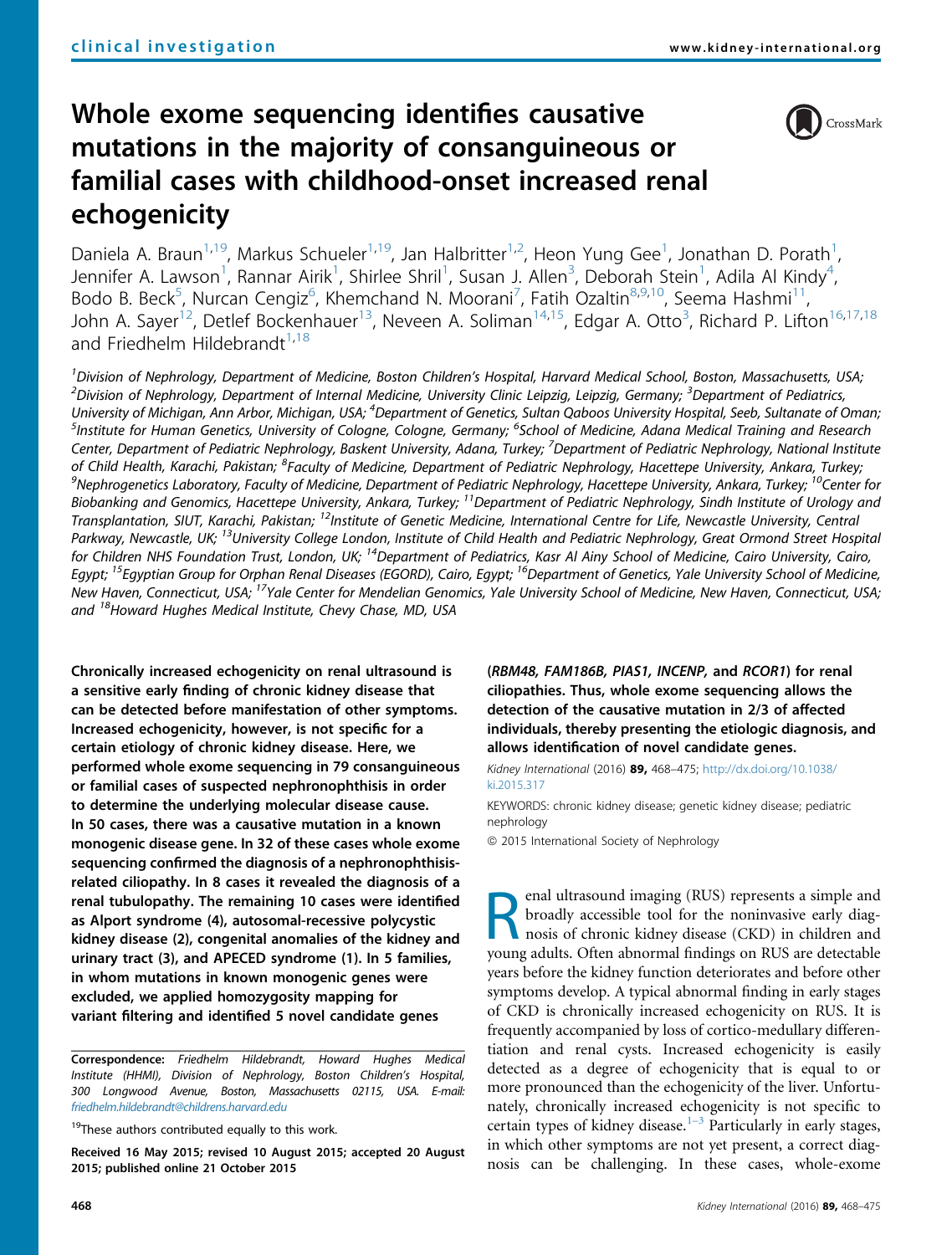clinical investigation

# Whole exome sequencing identifies causative mutations in the majority of consanguineous or familial cases with childhood-onset increased renal echogenicity

Daniela A. Braun[1,19], Markus Schueler[1,19], Jan Halbritter[1,2], Heon Yung Gee[1], Jonathan D. Porath[1], Jennifer A. Lawson[1], Rannar Airik[1], Shirlee Shril[1], Susan J. Allen[3], Deborah Stein[1], Adila Al Kindy[4], Bodo B. Beck[5], Nurcan Cengiz[6], Khemchand N. Moorani[7], Fatih Ozaltin[8,9,10], Seema Hashmi[11], John A. Sayer[12], Detlef Bockenhauer[13], Neveen A. Soliman[14,15], Edgar A. Otto[3], Richard P. Lifton[16,17,18] and Friedhelm Hildebrandt[1,18]

[1]Division of Nephrology, Department of Medicine, Boston Children's Hospital, Harvard Medical School, Boston, Massachusetts, USA; [2]Division of Nephrology, Department of Internal Medicine, University Clinic Leipzig, Leipzig, Germany; [3]Department of Pediatrics, University of Michigan, Ann Arbor, Michigan, USA; [4]Department of Genetics, Sultan Qaboos University Hospital, Seeb, Sultanate of Oman; [5]Institute for Human Genetics, University of Cologne, Cologne, Germany; [6]School of Medicine, Adana Medical Training and Research Center, Department of Pediatric Nephrology, Baskent University, Adana, Turkey; [7]Department of Pediatric Nephrology, National Institute of Child Health, Karachi, Pakistan; [8]Faculty of Medicine, Department of Pediatric Nephrology, Hacettepe University, Ankara, Turkey; [9]Nephrogenetics Laboratory, Faculty of Medicine, Department of Pediatric Nephrology, Hacettepe University, Ankara, Turkey; [10]Center for Biobanking and Genomics, Hacettepe University, Ankara, Turkey; [11]Department of Pediatric Nephrology, Sindh Institute of Urology and Transplantation, SIUT, Karachi, Pakistan; [12]Institute of Genetic Medicine, International Centre for Life, Newcastle University, Central Parkway, Newcastle, UK; [13]University College London, Institute of Child Health and Pediatric Nephrology, Great Ormond Street Hospital for Children NHS Foundation Trust, London, UK; [14]Department of Pediatrics, Kasr Al Ainy School of Medicine, Cairo University, Cairo, Egypt; [15]Egyptian Group for Orphan Renal Diseases (EGORD), Cairo, Egypt; [16]Department of Genetics, Yale University School of Medicine, New Haven, Connecticut, USA; [17]Yale Center for Mendelian Genomics, Yale University School of Medicine, New Haven, Connecticut, USA; and [18]Howard Hughes Medical Institute, Chevy Chase, MD, USA

**Chronically increased echogenicity on renal ultrasound is a sensitive early finding of chronic kidney disease that can be detected before manifestation of other symptoms. Increased echogenicity, however, is not specific for a certain etiology of chronic kidney disease. Here, we performed whole exome sequencing in 79 consanguineous or familial cases of suspected nephronophthisis in order to determine the underlying molecular disease cause. In 50 cases, there was a causative mutation in a known monogenic disease gene. In 32 of these cases whole exome sequencing confirmed the diagnosis of a nephronophthisis-related ciliopathy. In 8 cases it revealed the diagnosis of a renal tubulopathy. The remaining 10 cases were identified as Alport syndrome (4), autosomal-recessive polycystic kidney disease (2), congenital anomalies of the kidney and urinary tract (3), and APECED syndrome (1). In 5 families, in whom mutations in known monogenic genes were excluded, we applied homozygosity mapping for variant filtering and identified 5 novel candidate genes (*RBM48, FAM186B, PIAS1, INCENP,* and *RCOR1*) for renal ciliopathies. Thus, whole exome sequencing allows the detection of the causative mutation in 2/3 of affected individuals, thereby presenting the etiologic diagnosis, and allows identification of novel candidate genes.**

*Kidney International* (2016) **89**, 468–475; http://dx.doi.org/10.1038/ki.2015.317

KEYWORDS: chronic kidney disease; genetic kidney disease; pediatric nephrology

© 2015 International Society of Nephrology

**Correspondence:** Friedhelm Hildebrandt, Howard Hughes Medical Institute (HHMI), Division of Nephrology, Boston Children's Hospital, 300 Longwood Avenue, Boston, Massachusetts 02115, USA. E-mail: friedhelm.hildebrandt@childrens.harvard.edu

[19]These authors contributed equally to this work.

Received 16 May 2015; revised 10 August 2015; accepted 20 August 2015; published online 21 October 2015

Renal ultrasound imaging (RUS) represents a simple and broadly accessible tool for the noninvasive early diagnosis of chronic kidney disease (CKD) in children and young adults. Often abnormal findings on RUS are detectable years before the kidney function deteriorates and before other symptoms develop. A typical abnormal finding in early stages of CKD is chronically increased echogenicity on RUS. It is frequently accompanied by loss of cortico-medullary differentiation and renal cysts. Increased echogenicity is easily detected as a degree of echogenicity that is equal to or more pronounced than the echogenicity of the liver. Unfortunately, chronically increased echogenicity is not specific to certain types of kidney disease.[1–3] Particularly in early stages, in which other symptoms are not yet present, a correct diagnosis can be challenging. In these cases, whole-exome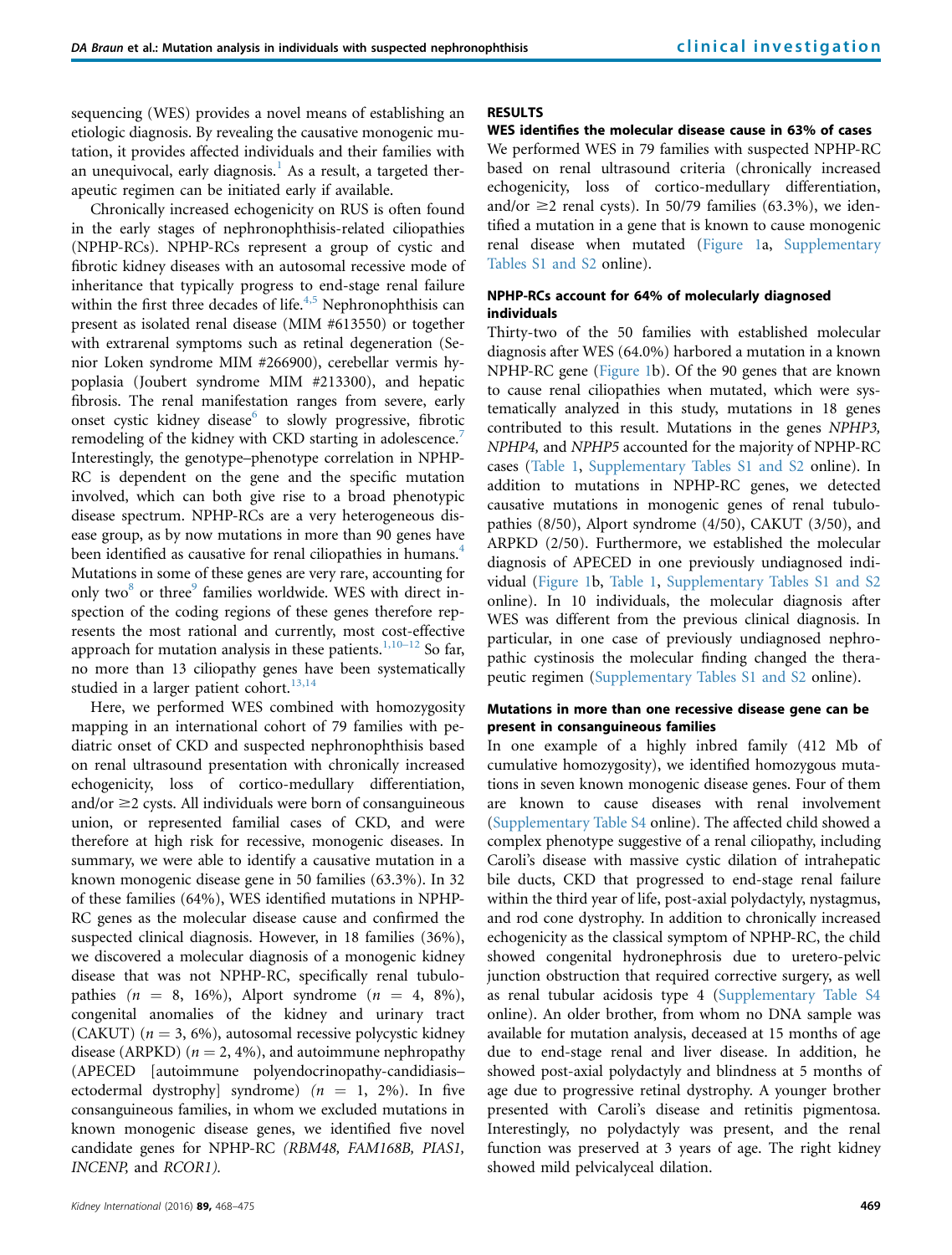sequencing (WES) provides a novel means of establishing an etiologic diagnosis. By revealing the causative monogenic mutation, it provides affected individuals and their families with an unequivocal, early diagnosis.[1] As a result, a targeted therapeutic regimen can be initiated early if available.

Chronically increased echogenicity on RUS is often found in the early stages of nephronophthisis-related ciliopathies (NPHP-RCs). NPHP-RCs represent a group of cystic and fibrotic kidney diseases with an autosomal recessive mode of inheritance that typically progress to end-stage renal failure within the first three decades of life.[4,5] Nephronophthisis can present as isolated renal disease (MIM #613550) or together with extrarenal symptoms such as retinal degeneration (Senior Loken syndrome MIM #266900), cerebellar vermis hypoplasia (Joubert syndrome MIM #213300), and hepatic fibrosis. The renal manifestation ranges from severe, early onset cystic kidney disease[6] to slowly progressive, fibrotic remodeling of the kidney with CKD starting in adolescence.[7] Interestingly, the genotype–phenotype correlation in NPHP-RC is dependent on the gene and the specific mutation involved, which can both give rise to a broad phenotypic disease spectrum. NPHP-RCs are a very heterogeneous disease group, as by now mutations in more than 90 genes have been identified as causative for renal ciliopathies in humans.[4] Mutations in some of these genes are very rare, accounting for only two[8] or three[9] families worldwide. WES with direct inspection of the coding regions of these genes therefore represents the most rational and currently, most cost-effective approach for mutation analysis in these patients.[1,10–12] So far, no more than 13 ciliopathy genes have been systematically studied in a larger patient cohort.[13,14]

Here, we performed WES combined with homozygosity mapping in an international cohort of 79 families with pediatric onset of CKD and suspected nephronophthisis based on renal ultrasound presentation with chronically increased echogenicity, loss of cortico-medullary differentiation, and/or ≥2 cysts. All individuals were born of consanguineous union, or represented familial cases of CKD, and were therefore at high risk for recessive, monogenic diseases. In summary, we were able to identify a causative mutation in a known monogenic disease gene in 50 families (63.3%). In 32 of these families (64%), WES identified mutations in NPHP-RC genes as the molecular disease cause and confirmed the suspected clinical diagnosis. However, in 18 families (36%), we discovered a molecular diagnosis of a monogenic kidney disease that was not NPHP-RC, specifically renal tubulopathies ($n = 8$, 16%), Alport syndrome ($n = 4$, 8%), congenital anomalies of the kidney and urinary tract (CAKUT) ($n = 3$, 6%), autosomal recessive polycystic kidney disease (ARPKD) ($n = 2$, 4%), and autoimmune nephropathy (APECED [autoimmune polyendocrinopathy-candidiasis–ectodermal dystrophy] syndrome) ($n = 1$, 2%). In five consanguineous families, in whom we excluded mutations in known monogenic disease genes, we identified five novel candidate genes for NPHP-RC *(RBM48, FAM168B, PIAS1, INCENP,* and *RCOR1).*

## RESULTS

### WES identifies the molecular disease cause in 63% of cases

We performed WES in 79 families with suspected NPHP-RC based on renal ultrasound criteria (chronically increased echogenicity, loss of cortico-medullary differentiation, and/or ≥2 renal cysts). In 50/79 families (63.3%), we identified a mutation in a gene that is known to cause monogenic renal disease when mutated (Figure 1a, Supplementary Tables S1 and S2 online).

### NPHP-RCs account for 64% of molecularly diagnosed individuals

Thirty-two of the 50 families with established molecular diagnosis after WES (64.0%) harbored a mutation in a known NPHP-RC gene (Figure 1b). Of the 90 genes that are known to cause renal ciliopathies when mutated, which were systematically analyzed in this study, mutations in 18 genes contributed to this result. Mutations in the genes *NPHP3, NPHP4,* and *NPHP5* accounted for the majority of NPHP-RC cases (Table 1, Supplementary Tables S1 and S2 online). In addition to mutations in NPHP-RC genes, we detected causative mutations in monogenic genes of renal tubulopathies (8/50), Alport syndrome (4/50), CAKUT (3/50), and ARPKD (2/50). Furthermore, we established the molecular diagnosis of APECED in one previously undiagnosed individual (Figure 1b, Table 1, Supplementary Tables S1 and S2 online). In 10 individuals, the molecular diagnosis after WES was different from the previous clinical diagnosis. In particular, in one case of previously undiagnosed nephropathic cystinosis the molecular finding changed the therapeutic regimen (Supplementary Tables S1 and S2 online).

### Mutations in more than one recessive disease gene can be present in consanguineous families

In one example of a highly inbred family (412 Mb of cumulative homozygosity), we identified homozygous mutations in seven known monogenic disease genes. Four of them are known to cause diseases with renal involvement (Supplementary Table S4 online). The affected child showed a complex phenotype suggestive of a renal ciliopathy, including Caroli's disease with massive cystic dilation of intrahepatic bile ducts, CKD that progressed to end-stage renal failure within the third year of life, post-axial polydactyly, nystagmus, and rod cone dystrophy. In addition to chronically increased echogenicity as the classical symptom of NPHP-RC, the child showed congenital hydronephrosis due to uretero-pelvic junction obstruction that required corrective surgery, as well as renal tubular acidosis type 4 (Supplementary Table S4 online). An older brother, from whom no DNA sample was available for mutation analysis, deceased at 15 months of age due to end-stage renal and liver disease. In addition, he showed post-axial polydactyly and blindness at 5 months of age due to progressive retinal dystrophy. A younger brother presented with Caroli's disease and retinitis pigmentosa. Interestingly, no polydactyly was present, and the renal function was preserved at 3 years of age. The right kidney showed mild pelvicalyceal dilation.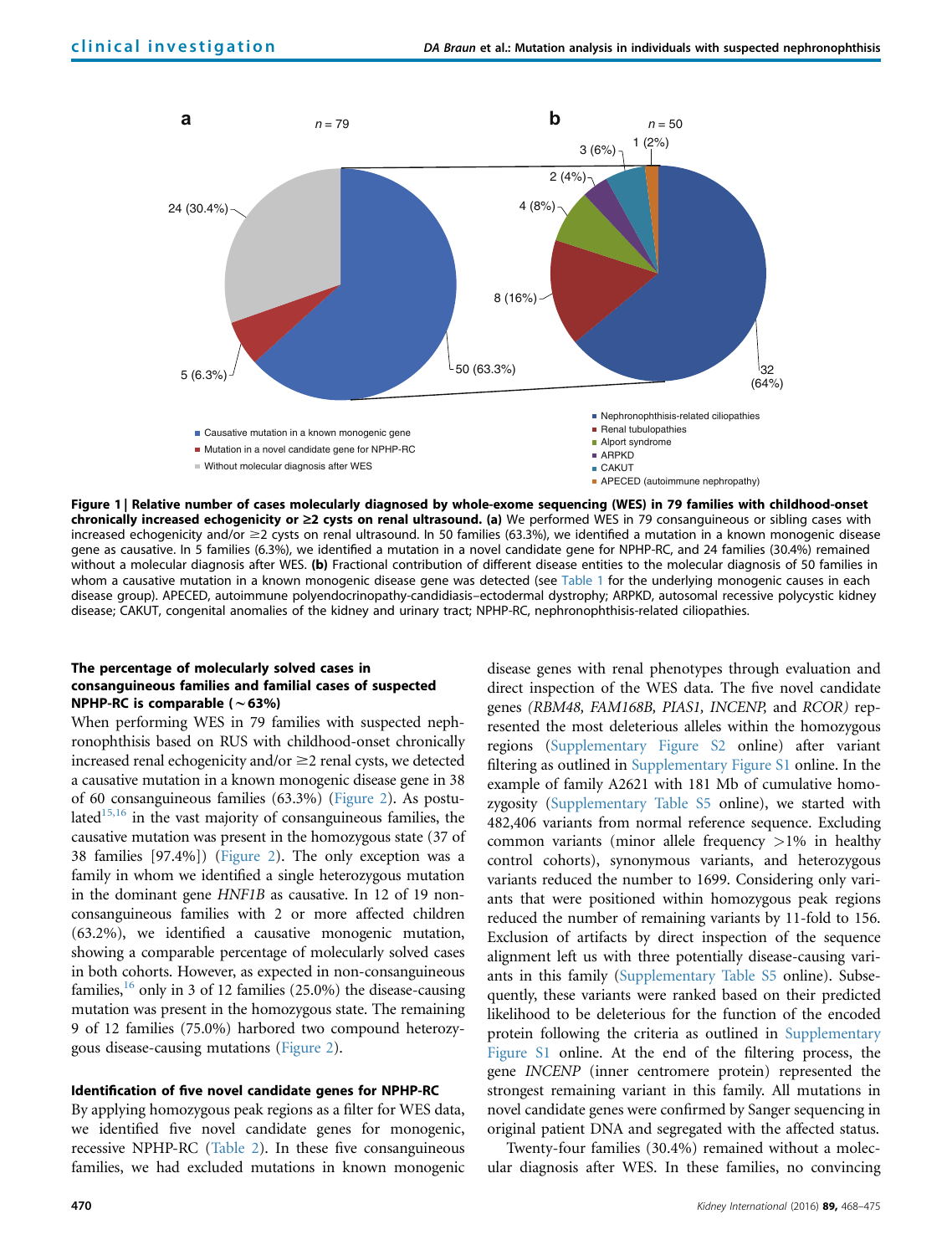Figure 1 | Relative number of cases molecularly diagnosed by whole-exome sequencing (WES) in 79 families with childhood-onset chronically increased echogenicity or ≥2 cysts on renal ultrasound. (a) We performed WES in 79 consanguineous or sibling cases with increased echogenicity and/or ≥2 cysts on renal ultrasound. In 50 families (63.3%), we identified a mutation in a known monogenic disease gene as causative. In 5 families (6.3%), we identified a mutation in a novel candidate gene for NPHP-RC, and 24 families (30.4%) remained without a molecular diagnosis after WES. (b) Fractional contribution of different disease entities to the molecular diagnosis of 50 families in whom a causative mutation in a known monogenic disease gene was detected (see Table 1 for the underlying monogenic causes in each disease group). APECED, autoimmune polyendocrinopathy-candidiasis–ectodermal dystrophy; ARPKD, autosomal recessive polycystic kidney disease; CAKUT, congenital anomalies of the kidney and urinary tract; NPHP-RC, nephronophthisis-related ciliopathies.

### The percentage of molecularly solved cases in consanguineous families and familial cases of suspected NPHP-RC is comparable (~63%)

When performing WES in 79 families with suspected nephronophthisis based on RUS with childhood-onset chronically increased renal echogenicity and/or ≥2 renal cysts, we detected a causative mutation in a known monogenic disease gene in 38 of 60 consanguineous families (63.3%) (Figure 2). As postulated[15,16] in the vast majority of consanguineous families, the causative mutation was present in the homozygous state (37 of 38 families [97.4%]) (Figure 2). The only exception was a family in whom we identified a single heterozygous mutation in the dominant gene *HNF1B* as causative. In 12 of 19 non-consanguineous families with 2 or more affected children (63.2%), we identified a causative monogenic mutation, showing a comparable percentage of molecularly solved cases in both cohorts. However, as expected in non-consanguineous families,[16] only in 3 of 12 families (25.0%) the disease-causing mutation was present in the homozygous state. The remaining 9 of 12 families (75.0%) harbored two compound heterozygous disease-causing mutations (Figure 2).

### Identification of five novel candidate genes for NPHP-RC

By applying homozygous peak regions as a filter for WES data, we identified five novel candidate genes for monogenic, recessive NPHP-RC (Table 2). In these five consanguineous families, we had excluded mutations in known monogenic disease genes with renal phenotypes through evaluation and direct inspection of the WES data. The five novel candidate genes (*RBM48, FAM168B, PIAS1, INCENP,* and *RCOR*) represented the most deleterious alleles within the homozygous regions (Supplementary Figure S2 online) after variant filtering as outlined in Supplementary Figure S1 online. In the example of family A2621 with 181 Mb of cumulative homozygosity (Supplementary Table S5 online), we started with 482,406 variants from normal reference sequence. Excluding common variants (minor allele frequency >1% in healthy control cohorts), synonymous variants, and heterozygous variants reduced the number to 1699. Considering only variants that were positioned within homozygous peak regions reduced the number of remaining variants by 11-fold to 156. Exclusion of artifacts by direct inspection of the sequence alignment left us with three potentially disease-causing variants in this family (Supplementary Table S5 online). Subsequently, these variants were ranked based on their predicted likelihood to be deleterious for the function of the encoded protein following the criteria as outlined in Supplementary Figure S1 online. At the end of the filtering process, the gene *INCENP* (inner centromere protein) represented the strongest remaining variant in this family. All mutations in novel candidate genes were confirmed by Sanger sequencing in original patient DNA and segregated with the affected status.

Twenty-four families (30.4%) remained without a molecular diagnosis after WES. In these families, no convincing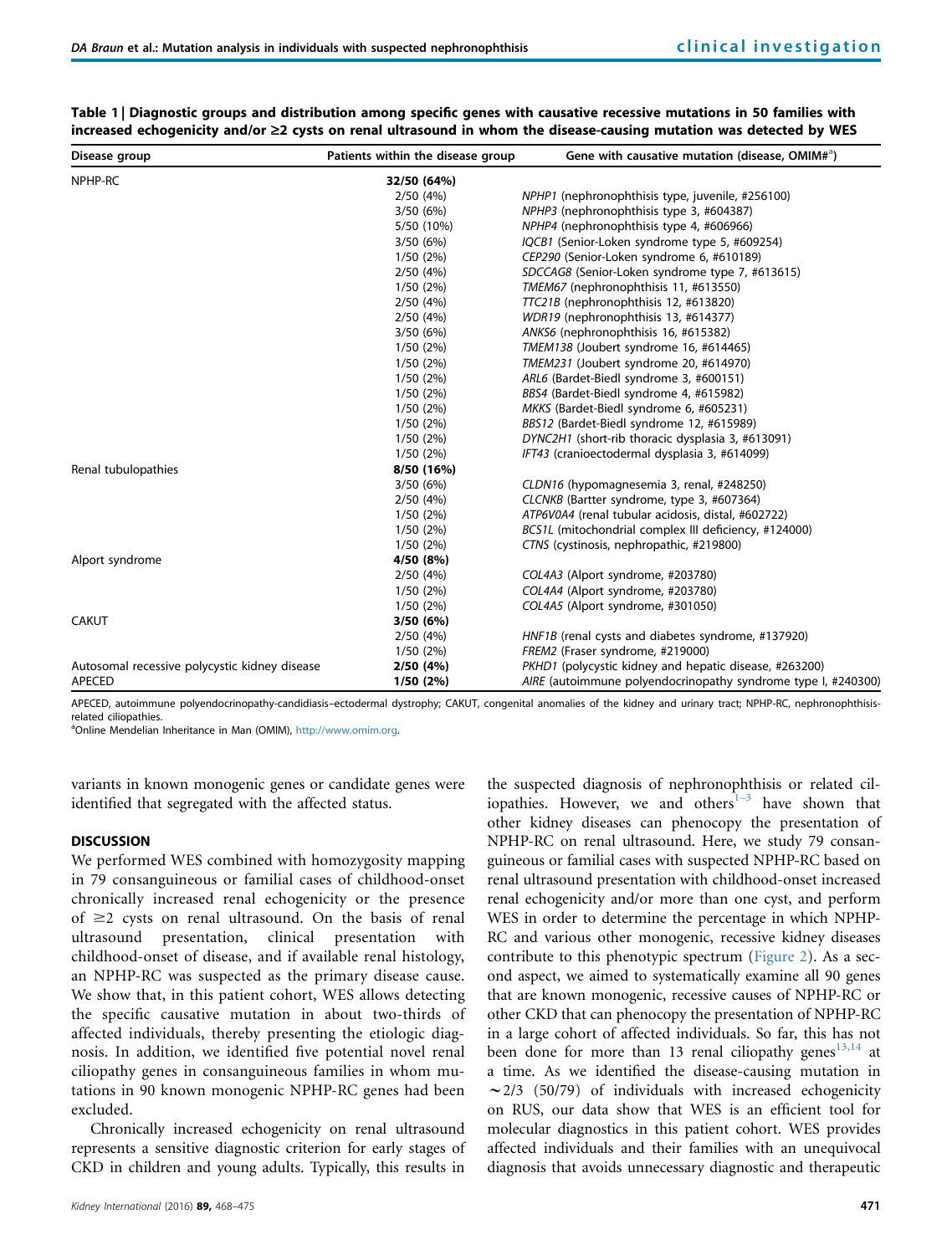**Table 1 | Diagnostic groups and distribution among specific genes with causative recessive mutations in 50 families with increased echogenicity and/or ≥2 cysts on renal ultrasound in whom the disease-causing mutation was detected by WES**

| Disease group | Patients within the disease group | Gene with causative mutation (disease, OMIM#[a]) |
|---|---|---|
| NPHP-RC | **32/50 (64%)** | |
| | 2/50 (4%) | *NPHP1* (nephronophthisis type, juvenile, #256100) |
| | 3/50 (6%) | *NPHP3* (nephronophthisis type 3, #604387) |
| | 5/50 (10%) | *NPHP4* (nephronophthisis type 4, #606966) |
| | 3/50 (6%) | *IQCB1* (Senior-Loken syndrome type 5, #609254) |
| | 1/50 (2%) | *CEP290* (Senior-Loken syndrome 6, #610189) |
| | 2/50 (4%) | *SDCCAG8* (Senior-Loken syndrome type 7, #613615) |
| | 1/50 (2%) | *TMEM67* (nephronophthisis 11, #613550) |
| | 2/50 (4%) | *TTC21B* (nephronophthisis 12, #613820) |
| | 2/50 (4%) | *WDR19* (nephronophthisis 13, #614377) |
| | 3/50 (6%) | *ANKS6* (nephronophthisis 16, #615382) |
| | 1/50 (2%) | *TMEM138* (Joubert syndrome 16, #614465) |
| | 1/50 (2%) | *TMEM231* (Joubert syndrome 20, #614970) |
| | 1/50 (2%) | *ARL6* (Bardet-Biedl syndrome 3, #600151) |
| | 1/50 (2%) | *BBS4* (Bardet-Biedl syndrome 4, #615982) |
| | 1/50 (2%) | *MKKS* (Bardet-Biedl syndrome 6, #605231) |
| | 1/50 (2%) | *BBS12* (Bardet-Biedl syndrome 12, #615989) |
| | 1/50 (2%) | *DYNC2H1* (short-rib thoracic dysplasia 3, #613091) |
| | 1/50 (2%) | *IFT43* (cranioectodermal dysplasia 3, #614099) |
| Renal tubulopathies | **8/50 (16%)** | |
| | 3/50 (6%) | *CLDN16* (hypomagnesemia 3, renal, #248250) |
| | 2/50 (4%) | *CLCNKB* (Bartter syndrome, type 3, #607364) |
| | 1/50 (2%) | *ATP6V0A4* (renal tubular acidosis, distal, #602722) |
| | 1/50 (2%) | *BCS1L* (mitochondrial complex III deficiency, #124000) |
| | 1/50 (2%) | *CTNS* (cystinosis, nephropathic, #219800) |
| Alport syndrome | **4/50 (8%)** | |
| | 2/50 (4%) | *COL4A3* (Alport syndrome, #203780) |
| | 1/50 (2%) | *COL4A4* (Alport syndrome, #203780) |
| | 1/50 (2%) | *COL4A5* (Alport syndrome, #301050) |
| CAKUT | **3/50 (6%)** | |
| | 2/50 (4%) | *HNF1B* (renal cysts and diabetes syndrome, #137920) |
| | 1/50 (2%) | *FREM2* (Fraser syndrome, #219000) |
| Autosomal recessive polycystic kidney disease | **2/50 (4%)** | *PKHD1* (polycystic kidney and hepatic disease, #263200) |
| APECED | **1/50 (2%)** | *AIRE* (autoimmune polyendocrinopathy syndrome type I, #240300) |

APECED, autoimmune polyendocrinopathy-candidiasis–ectodermal dystrophy; CAKUT, congenital anomalies of the kidney and urinary tract; NPHP-RC, nephronophthisis-related ciliopathies.
[a]Online Mendelian Inheritance in Man (OMIM), http://www.omim.org.

variants in known monogenic genes or candidate genes were identified that segregated with the affected status.

## DISCUSSION

We performed WES combined with homozygosity mapping in 79 consanguineous or familial cases of childhood-onset chronically increased renal echogenicity or the presence of ≥2 cysts on renal ultrasound. On the basis of renal ultrasound presentation, clinical presentation with childhood-onset of disease, and if available renal histology, an NPHP-RC was suspected as the primary disease cause. We show that, in this patient cohort, WES allows detecting the specific causative mutation in about two-thirds of affected individuals, thereby presenting the etiologic diagnosis. In addition, we identified five potential novel renal ciliopathy genes in consanguineous families in whom mutations in 90 known monogenic NPHP-RC genes had been excluded.

Chronically increased echogenicity on renal ultrasound represents a sensitive diagnostic criterion for early stages of CKD in children and young adults. Typically, this results in the suspected diagnosis of nephronophthisis or related ciliopathies. However, we and others[1–3] have shown that other kidney diseases can phenocopy the presentation of NPHP-RC on renal ultrasound. Here, we study 79 consanguineous or familial cases with suspected NPHP-RC based on renal ultrasound presentation with childhood-onset increased renal echogenicity and/or more than one cyst, and perform WES in order to determine the percentage in which NPHP-RC and various other monogenic, recessive kidney diseases contribute to this phenotypic spectrum (Figure 2). As a second aspect, we aimed to systematically examine all 90 genes that are known monogenic, recessive causes of NPHP-RC or other CKD that can phenocopy the presentation of NPHP-RC in a large cohort of affected individuals. So far, this has not been done for more than 13 renal ciliopathy genes[13,14] at a time. As we identified the disease-causing mutation in ∼2/3 (50/79) of individuals with increased echogenicity on RUS, our data show that WES is an efficient tool for molecular diagnostics in this patient cohort. WES provides affected individuals and their families with an unequivocal diagnosis that avoids unnecessary diagnostic and therapeutic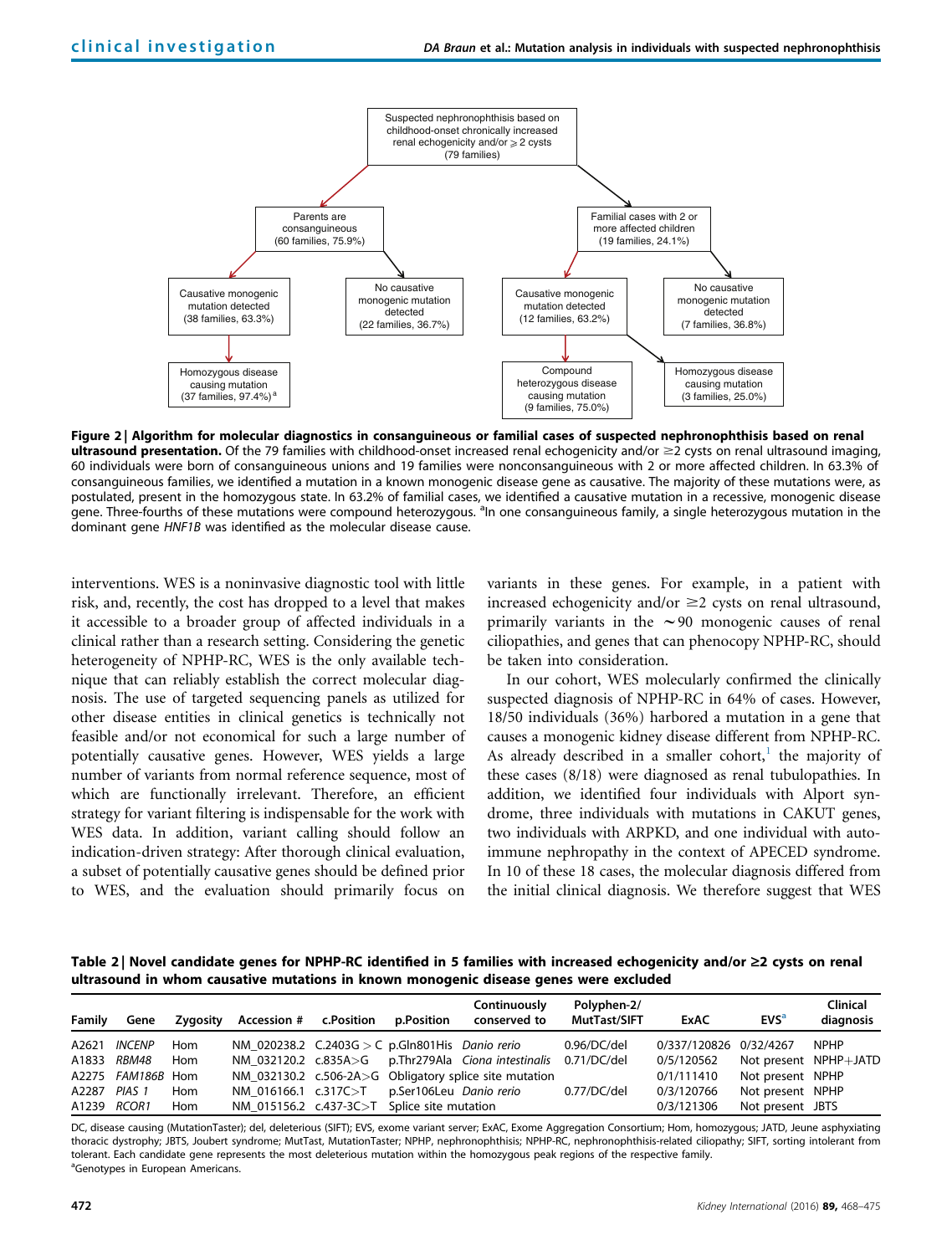Suspected nephronophthisis based on childhood-onset chronically increased renal echogenicity and/or ≥2 cysts (79 families)

Parents are consanguineous (60 families, 75.9%)

Familial cases with 2 or more affected children (19 families, 24.1%)

Causative monogenic mutation detected (38 families, 63.3%)

No causative monogenic mutation detected (22 families, 36.7%)

Causative monogenic mutation detected (12 families, 63.2%)

No causative monogenic mutation detected (7 families, 36.8%)

Homozygous disease causing mutation (37 families, 97.4%)[a]

Compound heterozygous disease causing mutation (9 families, 75.0%)

Homozygous disease causing mutation (3 families, 25.0%)

**Figure 2 | Algorithm for molecular diagnostics in consanguineous or familial cases of suspected nephronophthisis based on renal ultrasound presentation.** Of the 79 families with childhood-onset increased renal echogenicity and/or ≥2 cysts on renal ultrasound imaging, 60 individuals were born of consanguineous unions and 19 families were nonconsanguineous with 2 or more affected children. In 63.3% of consanguineous families, we identified a mutation in a known monogenic disease gene as causative. The majority of these mutations were, as postulated, present in the homozygous state. In 63.2% of familial cases, we identified a causative mutation in a recessive, monogenic disease gene. Three-fourths of these mutations were compound heterozygous. [a]In one consanguineous family, a single heterozygous mutation in the dominant gene *HNF1B* was identified as the molecular disease cause.

interventions. WES is a noninvasive diagnostic tool with little risk, and, recently, the cost has dropped to a level that makes it accessible to a broader group of affected individuals in a clinical rather than a research setting. Considering the genetic heterogeneity of NPHP-RC, WES is the only available technique that can reliably establish the correct molecular diagnosis. The use of targeted sequencing panels as utilized for other disease entities in clinical genetics is technically not feasible and/or not economical for such a large number of potentially causative genes. However, WES yields a large number of variants from normal reference sequence, most of which are functionally irrelevant. Therefore, an efficient strategy for variant filtering is indispensable for the work with WES data. In addition, variant calling should follow an indication-driven strategy: After thorough clinical evaluation, a subset of potentially causative genes should be defined prior to WES, and the evaluation should primarily focus on variants in these genes. For example, in a patient with increased echogenicity and/or ≥2 cysts on renal ultrasound, primarily variants in the ~90 monogenic causes of renal ciliopathies, and genes that can phenocopy NPHP-RC, should be taken into consideration.

In our cohort, WES molecularly confirmed the clinically suspected diagnosis of NPHP-RC in 64% of cases. However, 18/50 individuals (36%) harbored a mutation in a gene that causes a monogenic kidney disease different from NPHP-RC. As already described in a smaller cohort,[1] the majority of these cases (8/18) were diagnosed as renal tubulopathies. In addition, we identified four individuals with Alport syndrome, three individuals with mutations in CAKUT genes, two individuals with ARPKD, and one individual with autoimmune nephropathy in the context of APECED syndrome. In 10 of these 18 cases, the molecular diagnosis differed from the initial clinical diagnosis. We therefore suggest that WES

**Table 2 | Novel candidate genes for NPHP-RC identified in 5 families with increased echogenicity and/or ≥2 cysts on renal ultrasound in whom causative mutations in known monogenic disease genes were excluded**

| Family | Gene | Zygosity | Accession # | c.Position | p.Position | Continuously conserved to | Polyphen-2/ MutTast/SIFT | ExAC | EVS[a] | Clinical diagnosis |
|---|---|---|---|---|---|---|---|---|---|---|
| A2621 | *INCENP* | Hom | NM_020238.2 | C.2403G > C | p.Gln801His | *Danio rerio* | 0.96/DC/del | 0/337/120826 | 0/32/4267 | NPHP |
| A1833 | *RBM48* | Hom | NM_032120.2 | c.835A>G | p.Thr279Ala | *Ciona intestinalis* | 0.71/DC/del | 0/5/120562 | Not present | NPHP+JATD |
| A2275 | *FAM186B* | Hom | NM_032130.2 | c.506-2A>G | Obligatory splice site mutation | | | 0/1/111410 | Not present | NPHP |
| A2287 | *PIAS 1* | Hom | NM_016166.1 | c.317C>T | p.Ser106Leu | *Danio rerio* | 0.77/DC/del | 0/3/120766 | Not present | NPHP |
| A1239 | *RCOR1* | Hom | NM_015156.2 | c.437-3C>T | Splice site mutation | | | 0/3/121306 | Not present | JBTS |

DC, disease causing (MutationTaster); del, deleterious (SIFT); EVS, exome variant server; ExAC, Exome Aggregation Consortium; Hom, homozygous; JATD, Jeune asphyxiating thoracic dystrophy; JBTS, Joubert syndrome; MutTast, MutationTaster; NPHP, nephronophthisis; NPHP-RC, nephronophthisis-related ciliopathy; SIFT, sorting intolerant from tolerant. Each candidate gene represents the most deleterious mutation within the homozygous peak regions of the respective family.
[a]Genotypes in European Americans.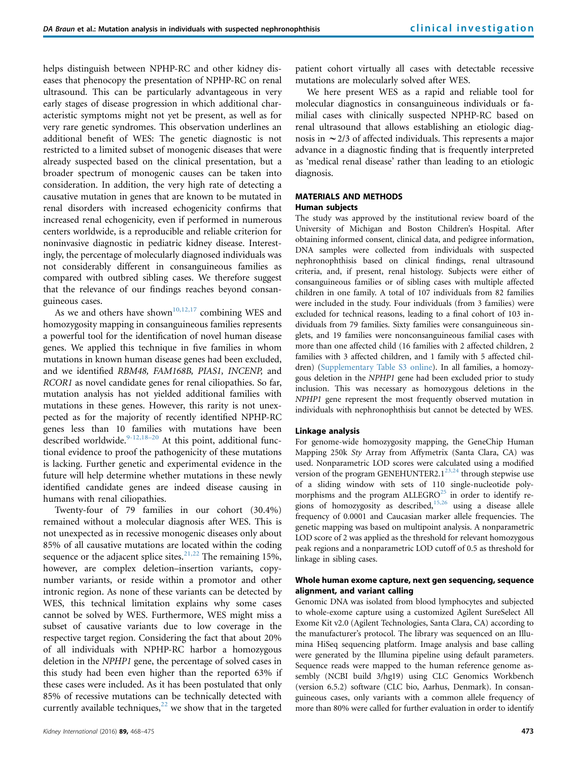helps distinguish between NPHP-RC and other kidney diseases that phenocopy the presentation of NPHP-RC on renal ultrasound. This can be particularly advantageous in very early stages of disease progression in which additional characteristic symptoms might not yet be present, as well as for very rare genetic syndromes. This observation underlines an additional benefit of WES: The genetic diagnostic is not restricted to a limited subset of monogenic diseases that were already suspected based on the clinical presentation, but a broader spectrum of monogenic causes can be taken into consideration. In addition, the very high rate of detecting a causative mutation in genes that are known to be mutated in renal disorders with increased echogenicity confirms that increased renal echogenicity, even if performed in numerous centers worldwide, is a reproducible and reliable criterion for noninvasive diagnostic in pediatric kidney disease. Interestingly, the percentage of molecularly diagnosed individuals was not considerably different in consanguineous families as compared with outbred sibling cases. We therefore suggest that the relevance of our findings reaches beyond consanguineous cases.

As we and others have shown[10,12,17] combining WES and homozygosity mapping in consanguineous families represents a powerful tool for the identification of novel human disease genes. We applied this technique in five families in whom mutations in known human disease genes had been excluded, and we identified *RBM48, FAM168B, PIAS1, INCENP,* and *RCOR1* as novel candidate genes for renal ciliopathies. So far, mutation analysis has not yielded additional families with mutations in these genes. However, this rarity is not unexpected as for the majority of recently identified NPHP-RC genes less than 10 families with mutations have been described worldwide.[9–12,18–20] At this point, additional functional evidence to proof the pathogenicity of these mutations is lacking. Further genetic and experimental evidence in the future will help determine whether mutations in these newly identified candidate genes are indeed disease causing in humans with renal ciliopathies.

Twenty-four of 79 families in our cohort (30.4%) remained without a molecular diagnosis after WES. This is not unexpected as in recessive monogenic diseases only about 85% of all causative mutations are located within the coding sequence or the adjacent splice sites.[21,22] The remaining 15%, however, are complex deletion–insertion variants, copy-number variants, or reside within a promotor and other intronic region. As none of these variants can be detected by WES, this technical limitation explains why some cases cannot be solved by WES. Furthermore, WES might miss a subset of causative variants due to low coverage in the respective target region. Considering the fact that about 20% of all individuals with NPHP-RC harbor a homozygous deletion in the *NPHP1* gene, the percentage of solved cases in this study had been even higher than the reported 63% if these cases were included. As it has been postulated that only 85% of recessive mutations can be technically detected with currently available techniques,[22] we show that in the targeted patient cohort virtually all cases with detectable recessive mutations are molecularly solved after WES.

We here present WES as a rapid and reliable tool for molecular diagnostics in consanguineous individuals or familial cases with clinically suspected NPHP-RC based on renal ultrasound that allows establishing an etiologic diagnosis in ~2/3 of affected individuals. This represents a major advance in a diagnostic finding that is frequently interpreted as 'medical renal disease' rather than leading to an etiologic diagnosis.

## MATERIALS AND METHODS

### Human subjects

The study was approved by the institutional review board of the University of Michigan and Boston Children's Hospital. After obtaining informed consent, clinical data, and pedigree information, DNA samples were collected from individuals with suspected nephronophthisis based on clinical findings, renal ultrasound criteria, and, if present, renal histology. Subjects were either of consanguineous families or of sibling cases with multiple affected children in one family. A total of 107 individuals from 82 families were included in the study. Four individuals (from 3 families) were excluded for technical reasons, leading to a final cohort of 103 individuals from 79 families. Sixty families were consanguineous singlets, and 19 families were nonconsanguineous familial cases with more than one affected child (16 families with 2 affected children, 2 families with 3 affected children, and 1 family with 5 affected children) (Supplementary Table S3 online). In all families, a homozygous deletion in the *NPHP1* gene had been excluded prior to study inclusion. This was necessary as homozygous deletions in the *NPHP1* gene represent the most frequently observed mutation in individuals with nephronophthisis but cannot be detected by WES.

### Linkage analysis

For genome-wide homozygosity mapping, the GeneChip Human Mapping 250k *Sty* Array from Affymetrix (Santa Clara, CA) was used. Nonparametric LOD scores were calculated using a modified version of the program GENEHUNTER2.1[23,24] through stepwise use of a sliding window with sets of 110 single-nucleotide polymorphisms and the program ALLEGRO[25] in order to identify regions of homozygosity as described,[15,26] using a disease allele frequency of 0.0001 and Caucasian marker allele frequencies. The genetic mapping was based on multipoint analysis. A nonparametric LOD score of 2 was applied as the threshold for relevant homozygous peak regions and a nonparametric LOD cutoff of 0.5 as threshold for linkage in sibling cases.

### Whole human exome capture, next gen sequencing, sequence alignment, and variant calling

Genomic DNA was isolated from blood lymphocytes and subjected to whole-exome capture using a customized Agilent SureSelect All Exome Kit v2.0 (Agilent Technologies, Santa Clara, CA) according to the manufacturer's protocol. The library was sequenced on an Illumina HiSeq sequencing platform. Image analysis and base calling were generated by the Illumina pipeline using default parameters. Sequence reads were mapped to the human reference genome assembly (NCBI build 3/hg19) using CLC Genomics Workbench (version 6.5.2) software (CLC bio, Aarhus, Denmark). In consanguineous cases, only variants with a common allele frequency of more than 80% were called for further evaluation in order to identify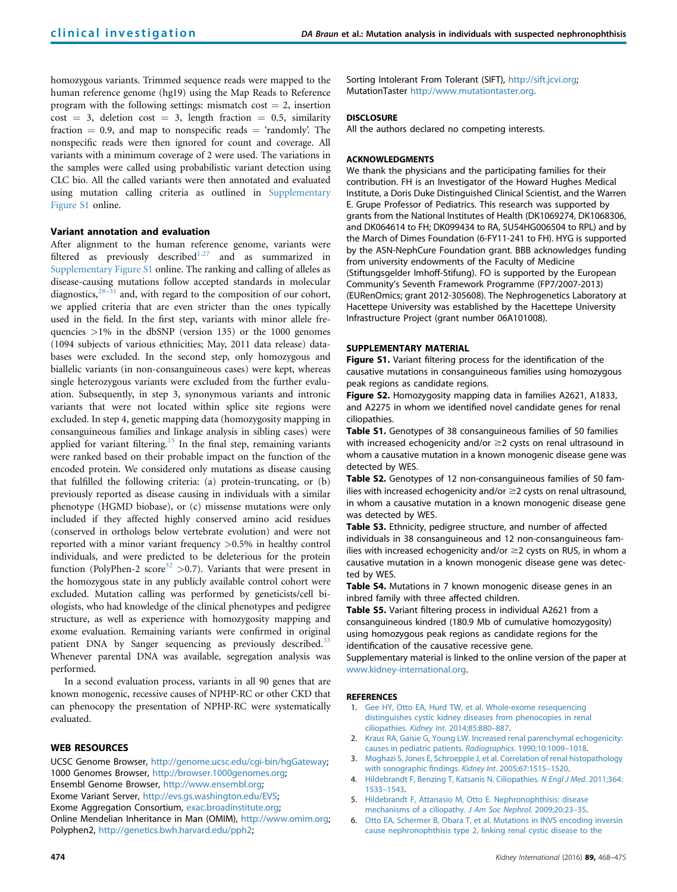homozygous variants. Trimmed sequence reads were mapped to the human reference genome (hg19) using the Map Reads to Reference program with the following settings: mismatch cost = 2, insertion cost = 3, deletion cost = 3, length fraction = 0.5, similarity fraction = 0.9, and map to nonspecific reads = 'randomly'. The nonspecific reads were then ignored for count and coverage. All variants with a minimum coverage of 2 were used. The variations in the samples were called using probabilistic variant detection using CLC bio. All the called variants were then annotated and evaluated using mutation calling criteria as outlined in Supplementary Figure S1 online.

### Variant annotation and evaluation

After alignment to the human reference genome, variants were filtered as previously described[1,27] and as summarized in Supplementary Figure S1 online. The ranking and calling of alleles as disease-causing mutations follow accepted standards in molecular diagnostics,[28–31] and, with regard to the composition of our cohort, we applied criteria that are even stricter than the ones typically used in the field. In the first step, variants with minor allele frequencies >1% in the dbSNP (version 135) or the 1000 genomes (1094 subjects of various ethnicities; May, 2011 data release) databases were excluded. In the second step, only homozygous and biallelic variants (in non-consanguineous cases) were kept, whereas single heterozygous variants were excluded from the further evaluation. Subsequently, in step 3, synonymous variants and intronic variants that were not located within splice site regions were excluded. In step 4, genetic mapping data (homozygosity mapping in consanguineous families and linkage analysis in sibling cases) were applied for variant filtering.[15] In the final step, remaining variants were ranked based on their probable impact on the function of the encoded protein. We considered only mutations as disease causing that fulfilled the following criteria: (a) protein-truncating, or (b) previously reported as disease causing in individuals with a similar phenotype (HGMD biobase), or (c) missense mutations were only included if they affected highly conserved amino acid residues (conserved in orthologs below vertebrate evolution) and were not reported with a minor variant frequency >0.5% in healthy control individuals, and were predicted to be deleterious for the protein function (PolyPhen-2 score[32] >0.7). Variants that were present in the homozygous state in any publicly available control cohort were excluded. Mutation calling was performed by geneticists/cell biologists, who had knowledge of the clinical phenotypes and pedigree structure, as well as experience with homozygosity mapping and exome evaluation. Remaining variants were confirmed in original patient DNA by Sanger sequencing as previously described.[33] Whenever parental DNA was available, segregation analysis was performed.

In a second evaluation process, variants in all 90 genes that are known monogenic, recessive causes of NPHP-RC or other CKD that can phenocopy the presentation of NPHP-RC were systematically evaluated.

## WEB RESOURCES

UCSC Genome Browser, http://genome.ucsc.edu/cgi-bin/hgGateway;
1000 Genomes Browser, http://browser.1000genomes.org;
Ensembl Genome Browser, http://www.ensembl.org;
Exome Variant Server, http://evs.gs.washington.edu/EVS;
Exome Aggregation Consortium, exac.broadinstitute.org;
Online Mendelian Inheritance in Man (OMIM), http://www.omim.org;
Polyphen2, http://genetics.bwh.harvard.edu/pph2;
Sorting Intolerant From Tolerant (SIFT), http://sift.jcvi.org;
MutationTaster http://www.mutationtaster.org.

## DISCLOSURE

All the authors declared no competing interests.

## ACKNOWLEDGMENTS

We thank the physicians and the participating families for their contribution. FH is an Investigator of the Howard Hughes Medical Institute, a Doris Duke Distinguished Clinical Scientist, and the Warren E. Grupe Professor of Pediatrics. This research was supported by grants from the National Institutes of Health (DK1069274, DK1068306, and DK064614 to FH; DK099434 to RA, 5U54HG006504 to RPL) and by the March of Dimes Foundation (6-FY11-241 to FH). HYG is supported by the ASN-NephCure Foundation grant. BBB acknowledges funding from university endowments of the Faculty of Medicine (Stiftungsgelder Imhoff-Stifung). FO is supported by the European Community's Seventh Framework Programme (FP7/2007-2013) (EURenOmics; grant 2012-305608). The Nephrogenetics Laboratory at Hacettepe University was established by the Hacettepe University Infrastructure Project (grant number 06A101008).

## SUPPLEMENTARY MATERIAL

**Figure S1.** Variant filtering process for the identification of the causative mutations in consanguineous families using homozygous peak regions as candidate regions.

**Figure S2.** Homozygosity mapping data in families A2621, A1833, and A2275 in whom we identified novel candidate genes for renal ciliopathies.

**Table S1.** Genotypes of 38 consanguineous families of 50 families with increased echogenicity and/or ≥2 cysts on renal ultrasound in whom a causative mutation in a known monogenic disease gene was detected by WES.

**Table S2.** Genotypes of 12 non-consanguineous families of 50 families with increased echogenicity and/or ≥2 cysts on renal ultrasound, in whom a causative mutation in a known monogenic disease gene was detected by WES.

**Table S3.** Ethnicity, pedigree structure, and number of affected individuals in 38 consanguineous and 12 non-consanguineous families with increased echogenicity and/or ≥2 cysts on RUS, in whom a causative mutation in a known monogenic disease gene was detected by WES.

**Table S4.** Mutations in 7 known monogenic disease genes in an inbred family with three affected children.

**Table S5.** Variant filtering process in individual A2621 from a consanguineous kindred (180.9 Mb of cumulative homozygosity) using homozygous peak regions as candidate regions for the identification of the causative recessive gene.

Supplementary material is linked to the online version of the paper at www.kidney-international.org.

## REFERENCES

1. Gee HY, Otto EA, Hurd TW, et al. Whole-exome resequencing distinguishes cystic kidney diseases from phenocopies in renal ciliopathies. *Kidney Int*. 2014;85:880–887.
2. Kraus RA, Gaisie G, Young LW. Increased renal parenchymal echogenicity: causes in pediatric patients. *Radiographics*. 1990;10:1009–1018.
3. Moghazi S, Jones E, Schroepple J, et al. Correlation of renal histopathology with sonographic findings. *Kidney Int*. 2005;67:1515–1520.
4. Hildebrandt F, Benzing T, Katsanis N. Ciliopathies. *N Engl J Med*. 2011;364:1533–1543.
5. Hildebrandt F, Attanasio M, Otto E. Nephronophthisis: disease mechanisms of a ciliopathy. *J Am Soc Nephrol*. 2009;20:23–35.
6. Otto EA, Schermer B, Obara T, et al. Mutations in INVS encoding inversin cause nephronophthisis type 2, linking renal cystic disease to the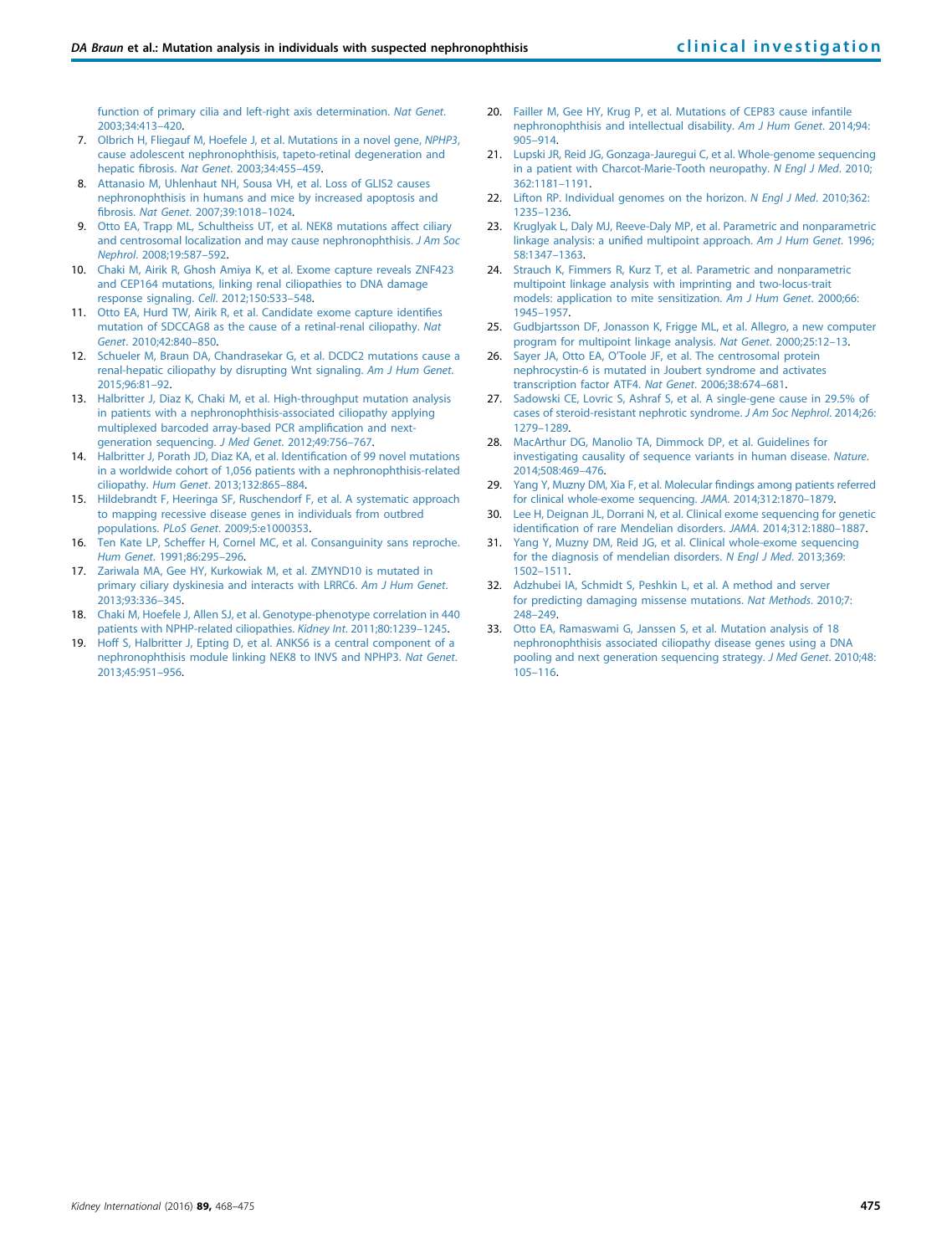function of primary cilia and left-right axis determination. *Nat Genet*. 2003;34:413–420.

7. Olbrich H, Fliegauf M, Hoefele J, et al. Mutations in a novel gene, *NPHP3*, cause adolescent nephronophthisis, tapeto-retinal degeneration and hepatic fibrosis. *Nat Genet*. 2003;34:455–459.
8. Attanasio M, Uhlenhaut NH, Sousa VH, et al. Loss of GLIS2 causes nephronophthisis in humans and mice by increased apoptosis and fibrosis. *Nat Genet*. 2007;39:1018–1024.
9. Otto EA, Trapp ML, Schultheiss UT, et al. NEK8 mutations affect ciliary and centrosomal localization and may cause nephronophthisis. *J Am Soc Nephrol*. 2008;19:587–592.
10. Chaki M, Airik R, Ghosh Amiya K, et al. Exome capture reveals ZNF423 and CEP164 mutations, linking renal ciliopathies to DNA damage response signaling. *Cell*. 2012;150:533–548.
11. Otto EA, Hurd TW, Airik R, et al. Candidate exome capture identifies mutation of SDCCAG8 as the cause of a retinal-renal ciliopathy. *Nat Genet*. 2010;42:840–850.
12. Schueler M, Braun DA, Chandrasekar G, et al. DCDC2 mutations cause a renal-hepatic ciliopathy by disrupting Wnt signaling. *Am J Hum Genet*. 2015;96:81–92.
13. Halbritter J, Diaz K, Chaki M, et al. High-throughput mutation analysis in patients with a nephronophthisis-associated ciliopathy applying multiplexed barcoded array-based PCR amplification and next-generation sequencing. *J Med Genet*. 2012;49:756–767.
14. Halbritter J, Porath JD, Diaz KA, et al. Identification of 99 novel mutations in a worldwide cohort of 1,056 patients with a nephronophthisis-related ciliopathy. *Hum Genet*. 2013;132:865–884.
15. Hildebrandt F, Heeringa SF, Ruschendorf F, et al. A systematic approach to mapping recessive disease genes in individuals from outbred populations. *PLoS Genet*. 2009;5:e1000353.
16. Ten Kate LP, Scheffer H, Cornel MC, et al. Consanguinity sans reproche. *Hum Genet*. 1991;86:295–296.
17. Zariwala MA, Gee HY, Kurkowiak M, et al. ZMYND10 is mutated in primary ciliary dyskinesia and interacts with LRRC6. *Am J Hum Genet*. 2013;93:336–345.
18. Chaki M, Hoefele J, Allen SJ, et al. Genotype-phenotype correlation in 440 patients with NPHP-related ciliopathies. *Kidney Int*. 2011;80:1239–1245.
19. Hoff S, Halbritter J, Epting D, et al. ANKS6 is a central component of a nephronophthisis module linking NEK8 to INVS and NPHP3. *Nat Genet*. 2013;45:951–956.
20. Failler M, Gee HY, Krug P, et al. Mutations of CEP83 cause infantile nephronophthisis and intellectual disability. *Am J Hum Genet*. 2014;94:905–914.
21. Lupski JR, Reid JG, Gonzaga-Jauregui C, et al. Whole-genome sequencing in a patient with Charcot-Marie-Tooth neuropathy. *N Engl J Med*. 2010;362:1181–1191.
22. Lifton RP. Individual genomes on the horizon. *N Engl J Med*. 2010;362:1235–1236.
23. Kruglyak L, Daly MJ, Reeve-Daly MP, et al. Parametric and nonparametric linkage analysis: a unified multipoint approach. *Am J Hum Genet*. 1996;58:1347–1363.
24. Strauch K, Fimmers R, Kurz T, et al. Parametric and nonparametric multipoint linkage analysis with imprinting and two-locus-trait models: application to mite sensitization. *Am J Hum Genet*. 2000;66:1945–1957.
25. Gudbjartsson DF, Jonasson K, Frigge ML, et al. Allegro, a new computer program for multipoint linkage analysis. *Nat Genet*. 2000;25:12–13.
26. Sayer JA, Otto EA, O'Toole JF, et al. The centrosomal protein nephrocystin-6 is mutated in Joubert syndrome and activates transcription factor ATF4. *Nat Genet*. 2006;38:674–681.
27. Sadowski CE, Lovric S, Ashraf S, et al. A single-gene cause in 29.5% of cases of steroid-resistant nephrotic syndrome. *J Am Soc Nephrol*. 2014;26:1279–1289.
28. MacArthur DG, Manolio TA, Dimmock DP, et al. Guidelines for investigating causality of sequence variants in human disease. *Nature*. 2014;508:469–476.
29. Yang Y, Muzny DM, Xia F, et al. Molecular findings among patients referred for clinical whole-exome sequencing. *JAMA*. 2014;312:1870–1879.
30. Lee H, Deignan JL, Dorrani N, et al. Clinical exome sequencing for genetic identification of rare Mendelian disorders. *JAMA*. 2014;312:1880–1887.
31. Yang Y, Muzny DM, Reid JG, et al. Clinical whole-exome sequencing for the diagnosis of mendelian disorders. *N Engl J Med*. 2013;369:1502–1511.
32. Adzhubei IA, Schmidt S, Peshkin L, et al. A method and server for predicting damaging missense mutations. *Nat Methods*. 2010;7:248–249.
33. Otto EA, Ramaswami G, Janssen S, et al. Mutation analysis of 18 nephronophthisis associated ciliopathy disease genes using a DNA pooling and next generation sequencing strategy. *J Med Genet*. 2010;48:105–116.